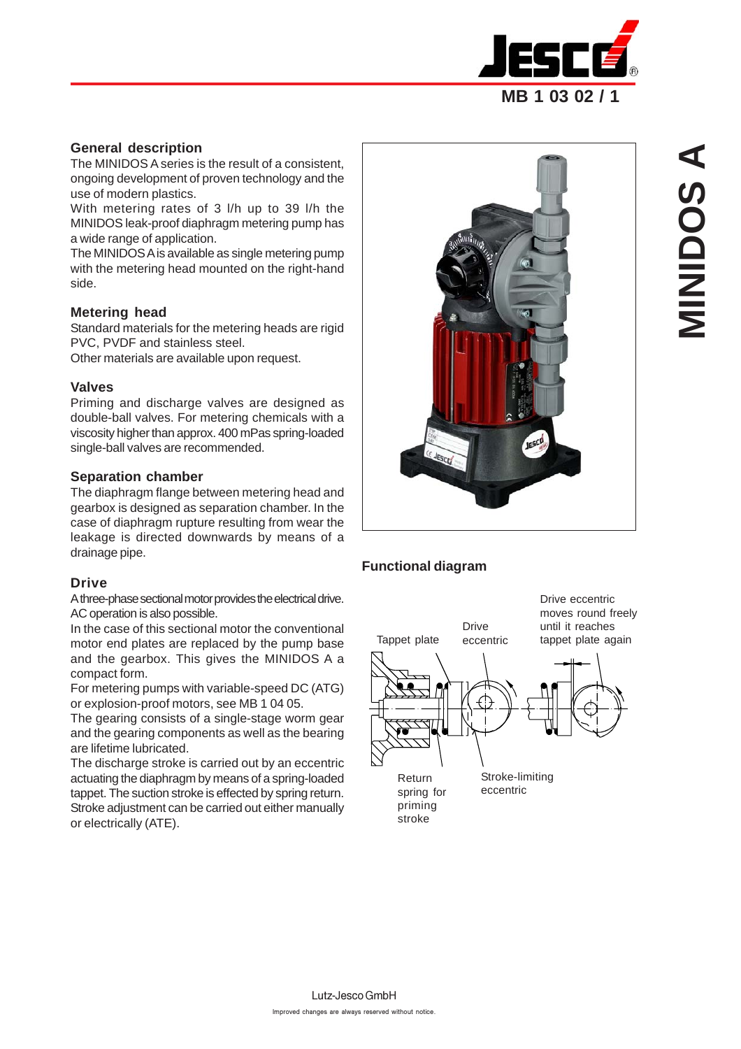# MINIDOS A

MB 1 03 02 / 1

## General description

The MINIDOS A series is the result of a consistent, ongoing development of proven technology and the use of modern plastics.

With metering rates of 3 l/h up to 39 l/h the MINIDOS leak-proof diaphragm metering pump has a wide range of application.

The MINIDOS A is available as single metering pump with the metering head mounted on the right-hand side.

## Metering head

Standard materials for the metering heads are rigid PVC, PVDF and stainless steel.

Other materials are available upon request.

## Valves

Priming and discharge valves are designed as double-ball valves. For metering chemicals with a viscosity higher than approx. 400 mPas spring-loaded single-ball valves are recommended.

## Separation chamber

The diaphragm flange between metering head and gearbox is designed as separation chamber. In the case of diaphragm rupture resulting from wear the leakage is directed downwards by means of a drainage pipe.

## Drive

A three-phase sectional motor provides the electrical drive. AC operation is also possible.

In the case of this sectional motor the conventional motor end plates are replaced by the pump base and the gearbox. This gives the MINIDOS A a compact form.

For metering pumps with variable-speed DC (ATG) or explosion-proof motors, see MB 1 04 05.

The gearing consists of a single-stage worm gear and the gearing components as well as the bearing are lifetime lubricated.

The discharge stroke is carried out by an eccentric actuating the diaphragm by means of a spring-loaded tappet. The suction stroke is effected by spring return. Stroke adjustment can be carried out either manually or electrically (ATE).

## Functional diagram

Tappet plate

Drive eccentric

Drive eccentric moves round freely until it reaches tappet plate again

Return spring for priming stroke

Stroke-limiting eccentric

Lutz-Jesco GmbH

Improved changes are always reserved without notice.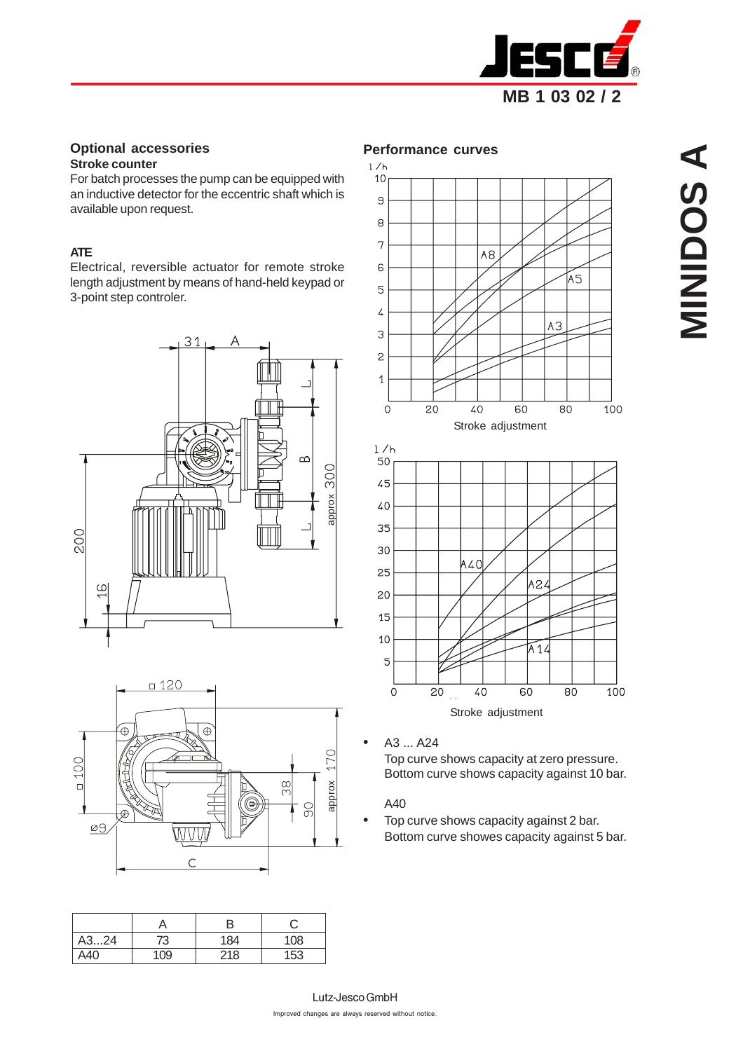## Optional accessories

**Stroke counter**

For batch processes the pump can be equipped with an inductive detector for the eccentric shaft which is available upon request.

**ATE**

Electrical, reversible actuator for remote stroke length adjustment by means of hand-held keypad or 3-point step controler.

## Performance curves

- A3 ... A24
  Top curve shows capacity at zero pressure.
  Bottom curve shows capacity against 10 bar.

  A40
- Top curve shows capacity against 2 bar.
  Bottom curve showes capacity against 5 bar.

| | A | B | C |
|---|---|---|---|
| A3...24 | 73 | 184 | 108 |
| A40 | 109 | 218 | 153 |

Lutz-Jesco GmbH

Improved changes are always reserved without notice.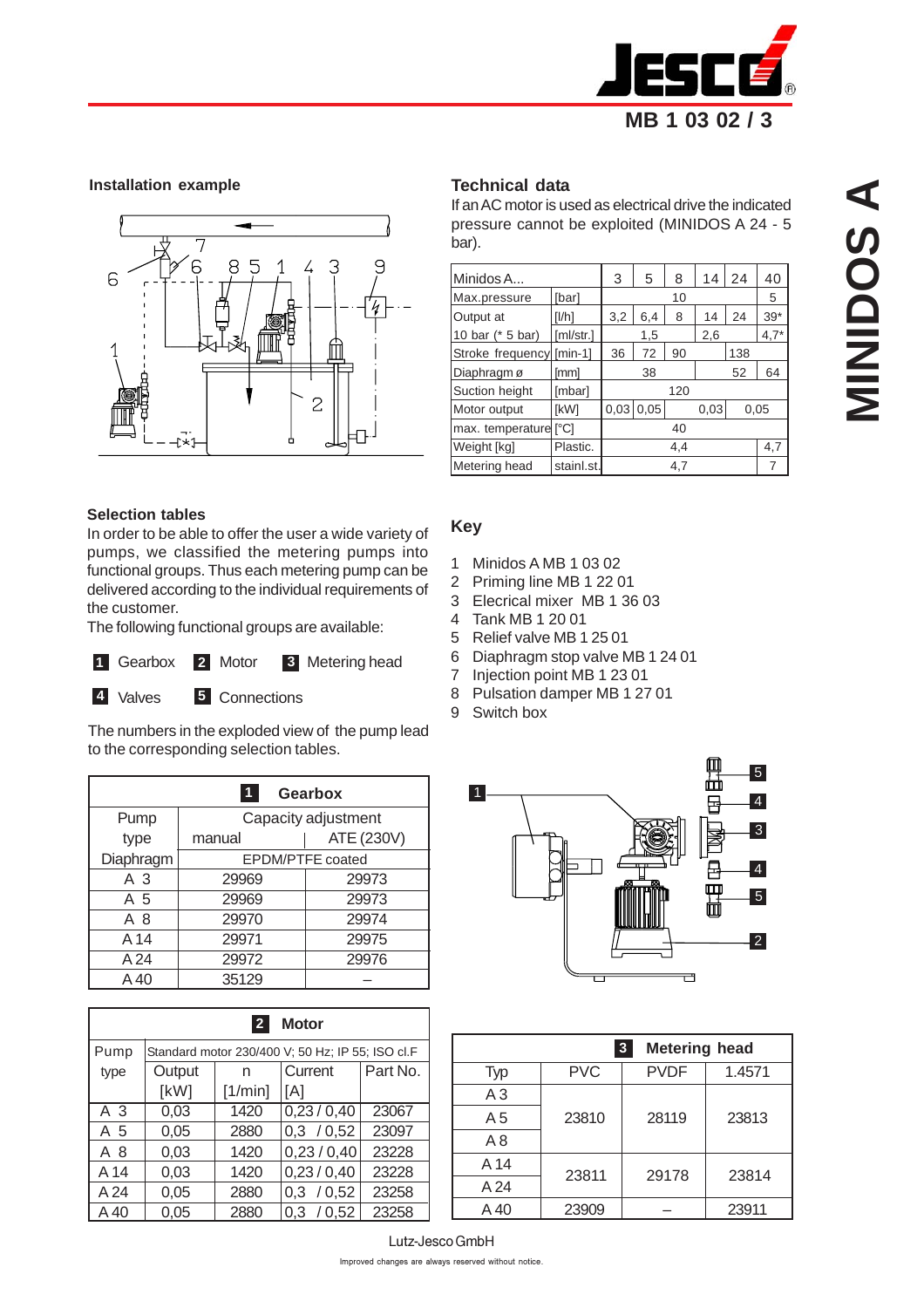# MB 1 03 02 / 3

## MINIDOS A

### Installation example

### Technical data

If an AC motor is used as electrical drive the indicated pressure cannot be exploited (MINIDOS A 24 - 5 bar).

| Minidos A... | | 3 | 5 | 8 | 14 | 24 | 40 |
|---|---|---|---|---|---|---|---|
| Max.pressure | [bar] | 10 | | | | | 5 |
| Output at | [l/h] | 3,2 | 6,4 | 8 | 14 | 24 | 39* |
| 10 bar (* 5 bar) | [ml/str.] | 1,5 | | | 2,6 | | 4,7* |
| Stroke frequency | [min-1] | 36 | 72 | 90 | 138 | | |
| Diaphragm ø | [mm] | 38 | | | | 52 | 64 |
| Suction height | [mbar] | 120 | | | | | |
| Motor output | [kW] | 0,03 | 0,05 | | 0,03 | 0,05 | |
| max. temperature | [°C] | 40 | | | | | |
| Weight [kg] | Plastic. | 4,4 | | | | | 4,7 |
| Metering head | stainl.st. | 4,7 | | | | | 7 |

### Selection tables

In order to be able to offer the user a wide variety of pumps, we classified the metering pumps into functional groups. Thus each metering pump can be delivered according to the individual requirements of the customer.

The following functional groups are available:

**1** Gearbox **2** Motor **3** Metering head

**4** Valves **5** Connections

The numbers in the exploded view of the pump lead to the corresponding selection tables.

### Key

1 Minidos A MB 1 03 02
2 Priming line MB 1 22 01
3 Elecrical mixer MB 1 36 03
4 Tank MB 1 20 01
5 Relief valve MB 1 25 01
6 Diaphragm stop valve MB 1 24 01
7 Injection point MB 1 23 01
8 Pulsation damper MB 1 27 01
9 Switch box

**1 Gearbox**

| Pump type | Capacity adjustment manual | Capacity adjustment ATE (230V) |
|---|---|---|
| Diaphragm | EPDM/PTFE coated | |
| A 3 | 29969 | 29973 |
| A 5 | 29969 | 29973 |
| A 8 | 29970 | 29974 |
| A 14 | 29971 | 29975 |
| A 24 | 29972 | 29976 |
| A 40 | 35129 | – |

**2 Motor**

| Pump type | Standard motor 230/400 V; 50 Hz; IP 55; ISO cl.F | | | |
|---|---|---|---|---|
| | Output [kW] | n [1/min] | Current [A] | Part No. |
| A 3 | 0,03 | 1420 | 0,23 / 0,40 | 23067 |
| A 5 | 0,05 | 2880 | 0,3 / 0,52 | 23097 |
| A 8 | 0,03 | 1420 | 0,23 / 0,40 | 23228 |
| A 14 | 0,03 | 1420 | 0,23 / 0,40 | 23228 |
| A 24 | 0,05 | 2880 | 0,3 / 0,52 | 23258 |
| A 40 | 0,05 | 2880 | 0,3 / 0,52 | 23258 |

**3 Metering head**

| Typ | PVC | PVDF | 1.4571 |
|---|---|---|---|
| A 3 | 23810 | 28119 | 23813 |
| A 5 | 23810 | 28119 | 23813 |
| A 8 | 23810 | 28119 | 23813 |
| A 14 | 23811 | 29178 | 23814 |
| A 24 | 23811 | 29178 | 23814 |
| A 40 | 23909 | – | 23911 |

Lutz-Jesco GmbH

Improved changes are always reserved without notice.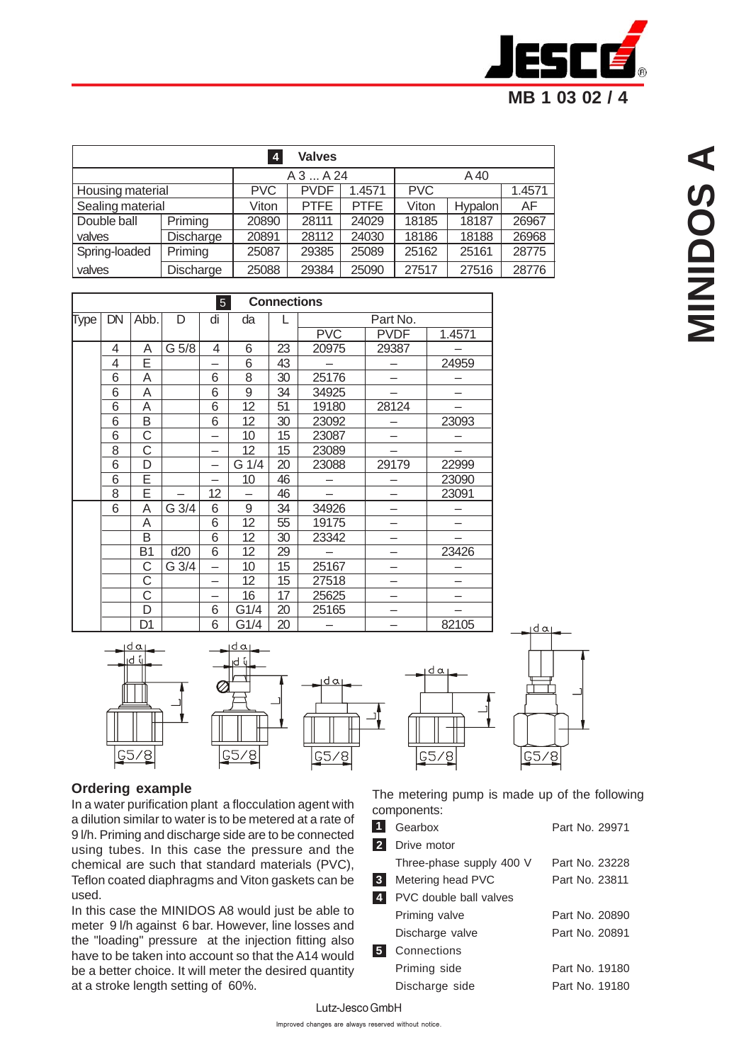MB 1 03 02 / 4

MINIDOS A

| 4 Valves | | | | | | | |
|---|---|---|---|---|---|---|---|
| | | A 3 ... A 24 | | | A 40 | | |
| Housing material | | PVC | PVDF | 1.4571 | PVC | | 1.4571 |
| Sealing material | | Viton | PTFE | PTFE | Viton | Hypalon | AF |
| Double ball valves | Priming | 20890 | 28111 | 24029 | 18185 | 18187 | 26967 |
| | Discharge | 20891 | 28112 | 24030 | 18186 | 18188 | 26968 |
| Spring-loaded valves | Priming | 25087 | 29385 | 25089 | 25162 | 25161 | 28775 |
| | Discharge | 25088 | 29384 | 25090 | 27517 | 27516 | 28776 |

| 5 Connections | | | | | | | | | |
|---|---|---|---|---|---|---|---|---|---|
| Type | DN | Abb. | D | di | da | L | Part No. | | |
| | | | | | | | PVC | PVDF | 1.4571 |
| | 4 | A | G 5/8 | 4 | 6 | 23 | 20975 | 29387 | – |
| | 4 | E | | – | 6 | 43 | – | – | 24959 |
| | 6 | A | | 6 | 8 | 30 | 25176 | – | – |
| | 6 | A | | 6 | 9 | 34 | 34925 | – | – |
| | 6 | A | | 6 | 12 | 51 | 19180 | 28124 | – |
| | 6 | B | | 6 | 12 | 30 | 23092 | – | 23093 |
| | 6 | C | | – | 10 | 15 | 23087 | – | – |
| | 8 | C | | – | 12 | 15 | 23089 | – | – |
| | 6 | D | | – | G 1/4 | 20 | 23088 | 29179 | 22999 |
| | 6 | E | | – | 10 | 46 | – | – | 23090 |
| | 8 | E | – | 12 | – | 46 | – | – | 23091 |
| | 6 | A | G 3/4 | 6 | 9 | 34 | 34926 | – | – |
| | | A | | 6 | 12 | 55 | 19175 | – | – |
| | | B | | 6 | 12 | 30 | 23342 | – | – |
| | | B1 | d20 | 6 | 12 | 29 | – | – | 23426 |
| | | C | G 3/4 | – | 10 | 15 | 25167 | – | – |
| | | C | | – | 12 | 15 | 27518 | – | – |
| | | C | | – | 16 | 17 | 25625 | – | – |
| | | D | | 6 | G1/4 | 20 | 25165 | – | – |
| | | D1 | | 6 | G1/4 | 20 | – | – | 82105 |

da
di
L
G5/8

## Ordering example

In a water purification plant a flocculation agent with a dilution similar to water is to be metered at a rate of 9 l/h. Priming and discharge side are to be connected using tubes. In this case the pressure and the chemical are such that standard materials (PVC), Teflon coated diaphragms and Viton gaskets can be used.

In this case the MINIDOS A8 would just be able to meter 9 l/h against 6 bar. However, line losses and the "loading" pressure at the injection fitting also have to be taken into account so that the A14 would be a better choice. It will meter the desired quantity at a stroke length setting of 60%.

The metering pump is made up of the following components:

| | | |
|---|---|---|
| 1 | Gearbox | Part No. 29971 |
| 2 | Drive motor | |
| | Three-phase supply 400 V | Part No. 23228 |
| 3 | Metering head PVC | Part No. 23811 |
| 4 | PVC double ball valves | |
| | Priming valve | Part No. 20890 |
| | Discharge valve | Part No. 20891 |
| 5 | Connections | |
| | Priming side | Part No. 19180 |
| | Discharge side | Part No. 19180 |

Lutz-Jesco GmbH

Improved changes are always reserved without notice.